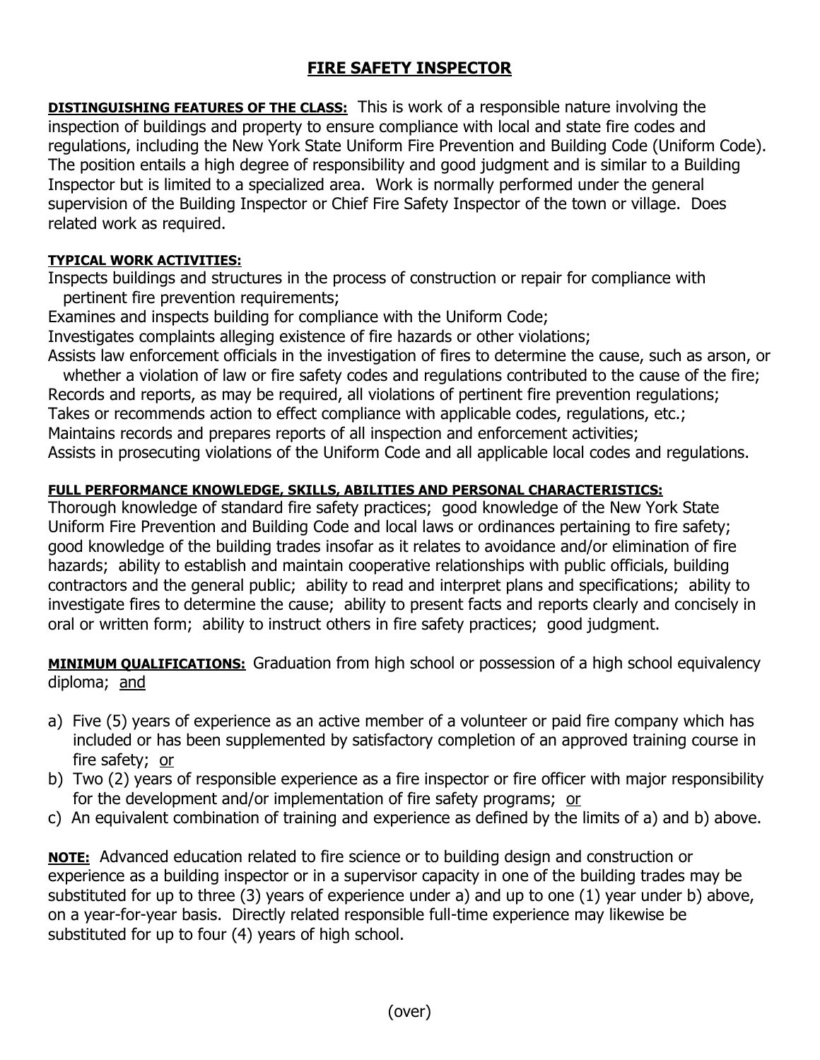# FIRE SAFETY INSPECTOR

**DISTINGUISHING FEATURES OF THE CLASS:** This is work of a responsible nature involving the inspection of buildings and property to ensure compliance with local and state fire codes and regulations, including the New York State Uniform Fire Prevention and Building Code (Uniform Code). The position entails a high degree of responsibility and good judgment and is similar to a Building Inspector but is limited to a specialized area. Work is normally performed under the general supervision of the Building Inspector or Chief Fire Safety Inspector of the town or village. Does related work as required.

**TYPICAL WORK ACTIVITIES:**

Inspects buildings and structures in the process of construction or repair for compliance with pertinent fire prevention requirements;
Examines and inspects building for compliance with the Uniform Code;
Investigates complaints alleging existence of fire hazards or other violations;
Assists law enforcement officials in the investigation of fires to determine the cause, such as arson, or whether a violation of law or fire safety codes and regulations contributed to the cause of the fire;
Records and reports, as may be required, all violations of pertinent fire prevention regulations;
Takes or recommends action to effect compliance with applicable codes, regulations, etc.;
Maintains records and prepares reports of all inspection and enforcement activities;
Assists in prosecuting violations of the Uniform Code and all applicable local codes and regulations.

**FULL PERFORMANCE KNOWLEDGE, SKILLS, ABILITIES AND PERSONAL CHARACTERISTICS:**
Thorough knowledge of standard fire safety practices; good knowledge of the New York State Uniform Fire Prevention and Building Code and local laws or ordinances pertaining to fire safety; good knowledge of the building trades insofar as it relates to avoidance and/or elimination of fire hazards; ability to establish and maintain cooperative relationships with public officials, building contractors and the general public; ability to read and interpret plans and specifications; ability to investigate fires to determine the cause; ability to present facts and reports clearly and concisely in oral or written form; ability to instruct others in fire safety practices; good judgment.

**MINIMUM QUALIFICATIONS:** Graduation from high school or possession of a high school equivalency diploma; and

a) Five (5) years of experience as an active member of a volunteer or paid fire company which has included or has been supplemented by satisfactory completion of an approved training course in fire safety; or
b) Two (2) years of responsible experience as a fire inspector or fire officer with major responsibility for the development and/or implementation of fire safety programs; or
c) An equivalent combination of training and experience as defined by the limits of a) and b) above.

**NOTE:** Advanced education related to fire science or to building design and construction or experience as a building inspector or in a supervisor capacity in one of the building trades may be substituted for up to three (3) years of experience under a) and up to one (1) year under b) above, on a year-for-year basis. Directly related responsible full-time experience may likewise be substituted for up to four (4) years of high school.

(over)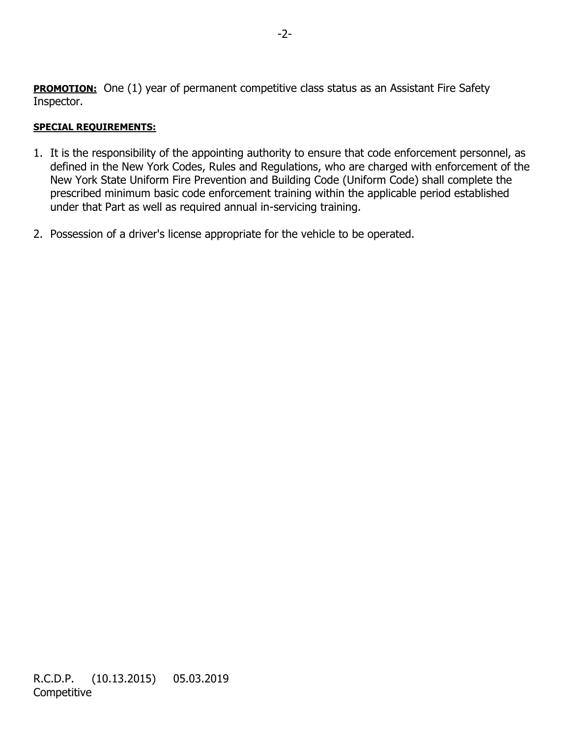**PROMOTION:** One (1) year of permanent competitive class status as an Assistant Fire Safety Inspector.

**SPECIAL REQUIREMENTS:**

1. It is the responsibility of the appointing authority to ensure that code enforcement personnel, as defined in the New York Codes, Rules and Regulations, who are charged with enforcement of the New York State Uniform Fire Prevention and Building Code (Uniform Code) shall complete the prescribed minimum basic code enforcement training within the applicable period established under that Part as well as required annual in-servicing training.

2. Possession of a driver's license appropriate for the vehicle to be operated.

R.C.D.P. (10.13.2015) 05.03.2019
Competitive